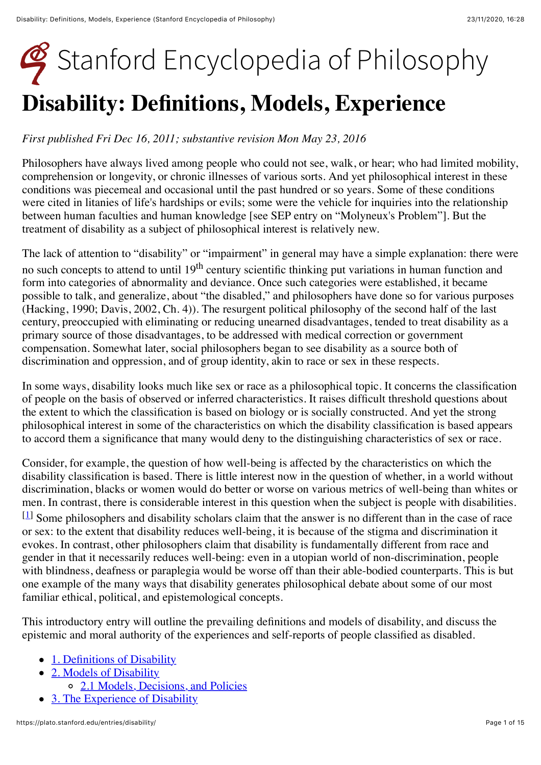# Stanford Encyclopedia of Philosophy

# Disability: Definitions, Models, Experience

*First published Fri Dec 16, 2011; substantive revision Mon May 23, 2016*

Philosophers have always lived among people who could not see, walk, or hear; who had limited mobility, comprehension or longevity, or chronic illnesses of various sorts. And yet philosophical interest in these conditions was piecemeal and occasional until the past hundred or so years. Some of these conditions were cited in litanies of life's hardships or evils; some were the vehicle for inquiries into the relationship between human faculties and human knowledge [see SEP entry on "Molyneux's Problem"]. But the treatment of disability as a subject of philosophical interest is relatively new.

The lack of attention to "disability" or "impairment" in general may have a simple explanation: there were no such concepts to attend to until 19th century scientific thinking put variations in human function and form into categories of abnormality and deviance. Once such categories were established, it became possible to talk, and generalize, about "the disabled," and philosophers have done so for various purposes (Hacking, 1990; Davis, 2002, Ch. 4)). The resurgent political philosophy of the second half of the last century, preoccupied with eliminating or reducing unearned disadvantages, tended to treat disability as a primary source of those disadvantages, to be addressed with medical correction or government compensation. Somewhat later, social philosophers began to see disability as a source both of discrimination and oppression, and of group identity, akin to race or sex in these respects.

In some ways, disability looks much like sex or race as a philosophical topic. It concerns the classification of people on the basis of observed or inferred characteristics. It raises difficult threshold questions about the extent to which the classification is based on biology or is socially constructed. And yet the strong philosophical interest in some of the characteristics on which the disability classification is based appears to accord them a significance that many would deny to the distinguishing characteristics of sex or race.

Consider, for example, the question of how well-being is affected by the characteristics on which the disability classification is based. There is little interest now in the question of whether, in a world without discrimination, blacks or women would do better or worse on various metrics of well-being than whites or men. In contrast, there is considerable interest in this question when the subject is people with disabilities.[1] Some philosophers and disability scholars claim that the answer is no different than in the case of race or sex: to the extent that disability reduces well-being, it is because of the stigma and discrimination it evokes. In contrast, other philosophers claim that disability is fundamentally different from race and gender in that it necessarily reduces well-being: even in a utopian world of non-discrimination, people with blindness, deafness or paraplegia would be worse off than their able-bodied counterparts. This is but one example of the many ways that disability generates philosophical debate about some of our most familiar ethical, political, and epistemological concepts.

This introductory entry will outline the prevailing definitions and models of disability, and discuss the epistemic and moral authority of the experiences and self-reports of people classified as disabled.

- 1. Definitions of Disability
- 2. Models of Disability
  - 2.1 Models, Decisions, and Policies
- 3. The Experience of Disability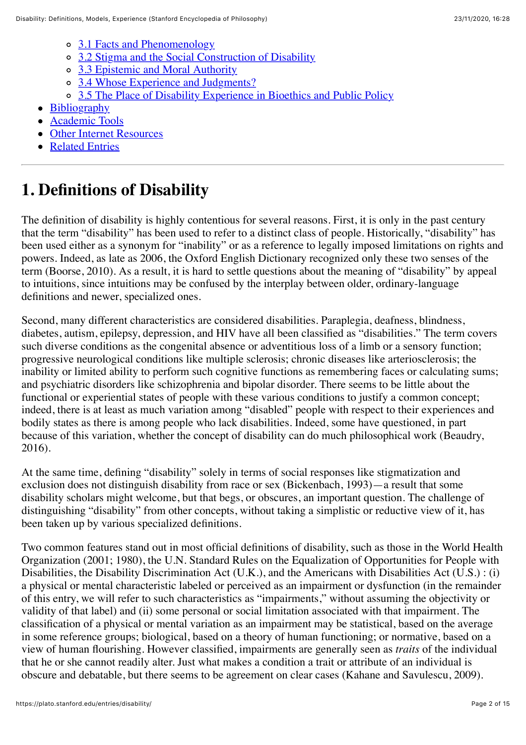- 3.1 Facts and Phenomenology
- 3.2 Stigma and the Social Construction of Disability
- 3.3 Epistemic and Moral Authority
- 3.4 Whose Experience and Judgments?
- 3.5 The Place of Disability Experience in Bioethics and Public Policy
- Bibliography
- Academic Tools
- Other Internet Resources
- Related Entries

---

# 1. Definitions of Disability

The definition of disability is highly contentious for several reasons. First, it is only in the past century that the term "disability" has been used to refer to a distinct class of people. Historically, "disability" has been used either as a synonym for "inability" or as a reference to legally imposed limitations on rights and powers. Indeed, as late as 2006, the Oxford English Dictionary recognized only these two senses of the term (Boorse, 2010). As a result, it is hard to settle questions about the meaning of "disability" by appeal to intuitions, since intuitions may be confused by the interplay between older, ordinary-language definitions and newer, specialized ones.

Second, many different characteristics are considered disabilities. Paraplegia, deafness, blindness, diabetes, autism, epilepsy, depression, and HIV have all been classified as "disabilities." The term covers such diverse conditions as the congenital absence or adventitious loss of a limb or a sensory function; progressive neurological conditions like multiple sclerosis; chronic diseases like arteriosclerosis; the inability or limited ability to perform such cognitive functions as remembering faces or calculating sums; and psychiatric disorders like schizophrenia and bipolar disorder. There seems to be little about the functional or experiential states of people with these various conditions to justify a common concept; indeed, there is at least as much variation among "disabled" people with respect to their experiences and bodily states as there is among people who lack disabilities. Indeed, some have questioned, in part because of this variation, whether the concept of disability can do much philosophical work (Beaudry, 2016).

At the same time, defining "disability" solely in terms of social responses like stigmatization and exclusion does not distinguish disability from race or sex (Bickenbach, 1993)—a result that some disability scholars might welcome, but that begs, or obscures, an important question. The challenge of distinguishing "disability" from other concepts, without taking a simplistic or reductive view of it, has been taken up by various specialized definitions.

Two common features stand out in most official definitions of disability, such as those in the World Health Organization (2001; 1980), the U.N. Standard Rules on the Equalization of Opportunities for People with Disabilities, the Disability Discrimination Act (U.K.), and the Americans with Disabilities Act (U.S.) : (i) a physical or mental characteristic labeled or perceived as an impairment or dysfunction (in the remainder of this entry, we will refer to such characteristics as "impairments," without assuming the objectivity or validity of that label) and (ii) some personal or social limitation associated with that impairment. The classification of a physical or mental variation as an impairment may be statistical, based on the average in some reference groups; biological, based on a theory of human functioning; or normative, based on a view of human flourishing. However classified, impairments are generally seen as *traits* of the individual that he or she cannot readily alter. Just what makes a condition a trait or attribute of an individual is obscure and debatable, but there seems to be agreement on clear cases (Kahane and Savulescu, 2009).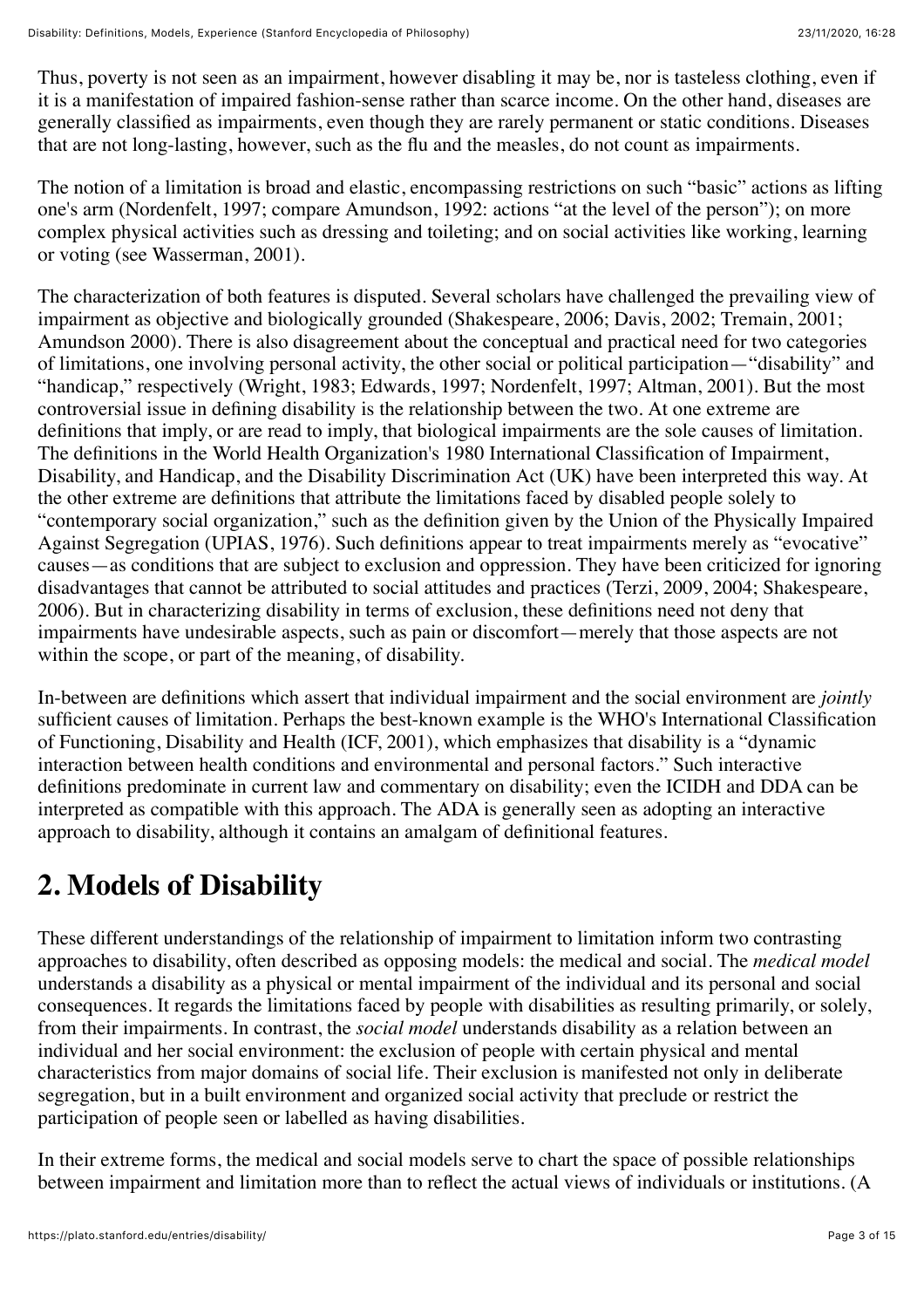Thus, poverty is not seen as an impairment, however disabling it may be, nor is tasteless clothing, even if it is a manifestation of impaired fashion-sense rather than scarce income. On the other hand, diseases are generally classified as impairments, even though they are rarely permanent or static conditions. Diseases that are not long-lasting, however, such as the flu and the measles, do not count as impairments.

The notion of a limitation is broad and elastic, encompassing restrictions on such "basic" actions as lifting one's arm (Nordenfelt, 1997; compare Amundson, 1992: actions "at the level of the person"); on more complex physical activities such as dressing and toileting; and on social activities like working, learning or voting (see Wasserman, 2001).

The characterization of both features is disputed. Several scholars have challenged the prevailing view of impairment as objective and biologically grounded (Shakespeare, 2006; Davis, 2002; Tremain, 2001; Amundson 2000). There is also disagreement about the conceptual and practical need for two categories of limitations, one involving personal activity, the other social or political participation—"disability" and "handicap," respectively (Wright, 1983; Edwards, 1997; Nordenfelt, 1997; Altman, 2001). But the most controversial issue in defining disability is the relationship between the two. At one extreme are definitions that imply, or are read to imply, that biological impairments are the sole causes of limitation. The definitions in the World Health Organization's 1980 International Classification of Impairment, Disability, and Handicap, and the Disability Discrimination Act (UK) have been interpreted this way. At the other extreme are definitions that attribute the limitations faced by disabled people solely to "contemporary social organization," such as the definition given by the Union of the Physically Impaired Against Segregation (UPIAS, 1976). Such definitions appear to treat impairments merely as "evocative" causes—as conditions that are subject to exclusion and oppression. They have been criticized for ignoring disadvantages that cannot be attributed to social attitudes and practices (Terzi, 2009, 2004; Shakespeare, 2006). But in characterizing disability in terms of exclusion, these definitions need not deny that impairments have undesirable aspects, such as pain or discomfort—merely that those aspects are not within the scope, or part of the meaning, of disability.

In-between are definitions which assert that individual impairment and the social environment are *jointly* sufficient causes of limitation. Perhaps the best-known example is the WHO's International Classification of Functioning, Disability and Health (ICF, 2001), which emphasizes that disability is a "dynamic interaction between health conditions and environmental and personal factors." Such interactive definitions predominate in current law and commentary on disability; even the ICIDH and DDA can be interpreted as compatible with this approach. The ADA is generally seen as adopting an interactive approach to disability, although it contains an amalgam of definitional features.

## 2. Models of Disability

These different understandings of the relationship of impairment to limitation inform two contrasting approaches to disability, often described as opposing models: the medical and social. The *medical model* understands a disability as a physical or mental impairment of the individual and its personal and social consequences. It regards the limitations faced by people with disabilities as resulting primarily, or solely, from their impairments. In contrast, the *social model* understands disability as a relation between an individual and her social environment: the exclusion of people with certain physical and mental characteristics from major domains of social life. Their exclusion is manifested not only in deliberate segregation, but in a built environment and organized social activity that preclude or restrict the participation of people seen or labelled as having disabilities.

In their extreme forms, the medical and social models serve to chart the space of possible relationships between impairment and limitation more than to reflect the actual views of individuals or institutions. (A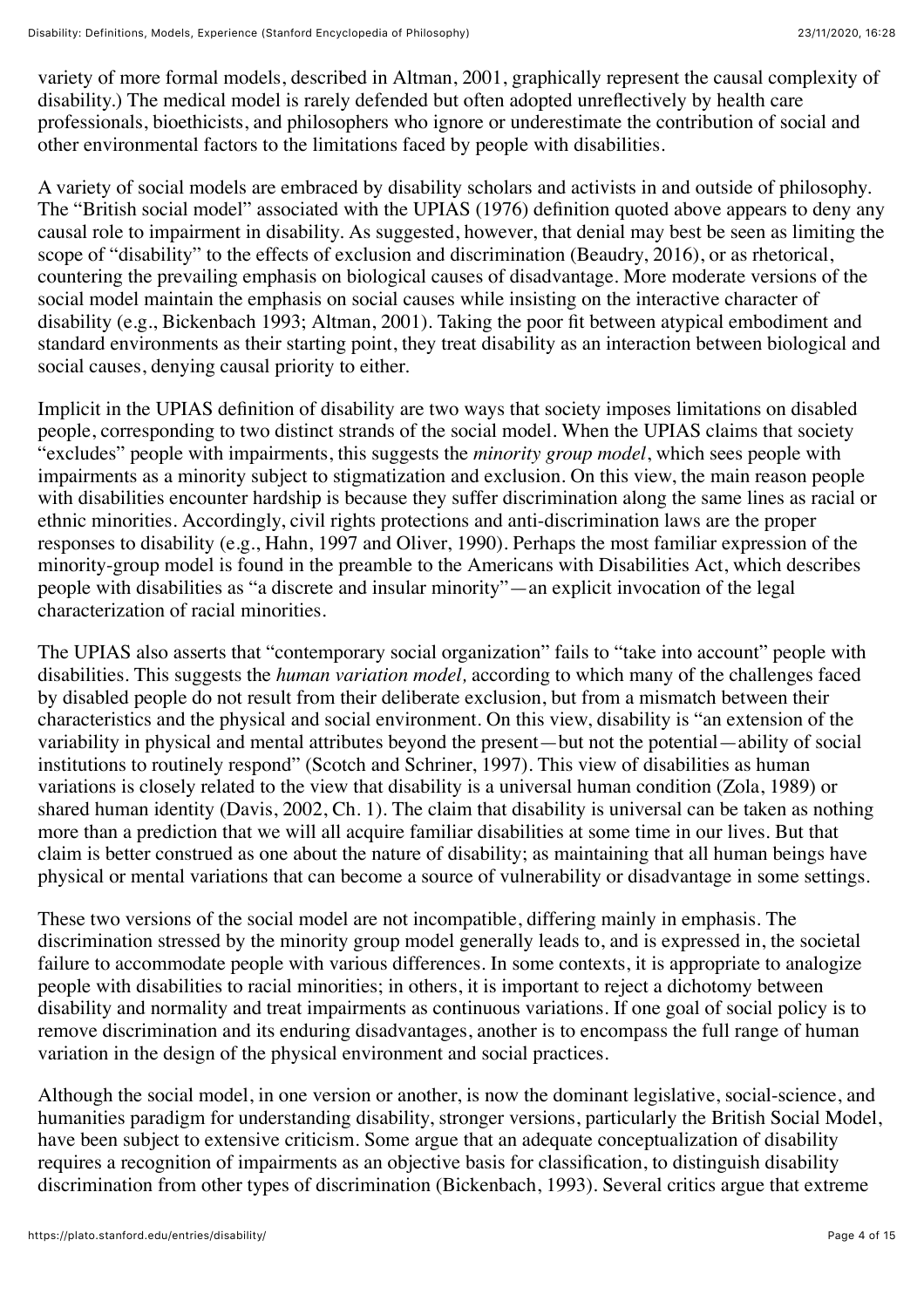variety of more formal models, described in Altman, 2001, graphically represent the causal complexity of disability.) The medical model is rarely defended but often adopted unreflectively by health care professionals, bioethicists, and philosophers who ignore or underestimate the contribution of social and other environmental factors to the limitations faced by people with disabilities.

A variety of social models are embraced by disability scholars and activists in and outside of philosophy. The "British social model" associated with the UPIAS (1976) definition quoted above appears to deny any causal role to impairment in disability. As suggested, however, that denial may best be seen as limiting the scope of "disability" to the effects of exclusion and discrimination (Beaudry, 2016), or as rhetorical, countering the prevailing emphasis on biological causes of disadvantage. More moderate versions of the social model maintain the emphasis on social causes while insisting on the interactive character of disability (e.g., Bickenbach 1993; Altman, 2001). Taking the poor fit between atypical embodiment and standard environments as their starting point, they treat disability as an interaction between biological and social causes, denying causal priority to either.

Implicit in the UPIAS definition of disability are two ways that society imposes limitations on disabled people, corresponding to two distinct strands of the social model. When the UPIAS claims that society "excludes" people with impairments, this suggests the *minority group model*, which sees people with impairments as a minority subject to stigmatization and exclusion. On this view, the main reason people with disabilities encounter hardship is because they suffer discrimination along the same lines as racial or ethnic minorities. Accordingly, civil rights protections and anti-discrimination laws are the proper responses to disability (e.g., Hahn, 1997 and Oliver, 1990). Perhaps the most familiar expression of the minority-group model is found in the preamble to the Americans with Disabilities Act, which describes people with disabilities as "a discrete and insular minority"—an explicit invocation of the legal characterization of racial minorities.

The UPIAS also asserts that "contemporary social organization" fails to "take into account" people with disabilities. This suggests the *human variation model,* according to which many of the challenges faced by disabled people do not result from their deliberate exclusion, but from a mismatch between their characteristics and the physical and social environment. On this view, disability is "an extension of the variability in physical and mental attributes beyond the present—but not the potential—ability of social institutions to routinely respond" (Scotch and Schriner, 1997). This view of disabilities as human variations is closely related to the view that disability is a universal human condition (Zola, 1989) or shared human identity (Davis, 2002, Ch. 1). The claim that disability is universal can be taken as nothing more than a prediction that we will all acquire familiar disabilities at some time in our lives. But that claim is better construed as one about the nature of disability; as maintaining that all human beings have physical or mental variations that can become a source of vulnerability or disadvantage in some settings.

These two versions of the social model are not incompatible, differing mainly in emphasis. The discrimination stressed by the minority group model generally leads to, and is expressed in, the societal failure to accommodate people with various differences. In some contexts, it is appropriate to analogize people with disabilities to racial minorities; in others, it is important to reject a dichotomy between disability and normality and treat impairments as continuous variations. If one goal of social policy is to remove discrimination and its enduring disadvantages, another is to encompass the full range of human variation in the design of the physical environment and social practices.

Although the social model, in one version or another, is now the dominant legislative, social-science, and humanities paradigm for understanding disability, stronger versions, particularly the British Social Model, have been subject to extensive criticism. Some argue that an adequate conceptualization of disability requires a recognition of impairments as an objective basis for classification, to distinguish disability discrimination from other types of discrimination (Bickenbach, 1993). Several critics argue that extreme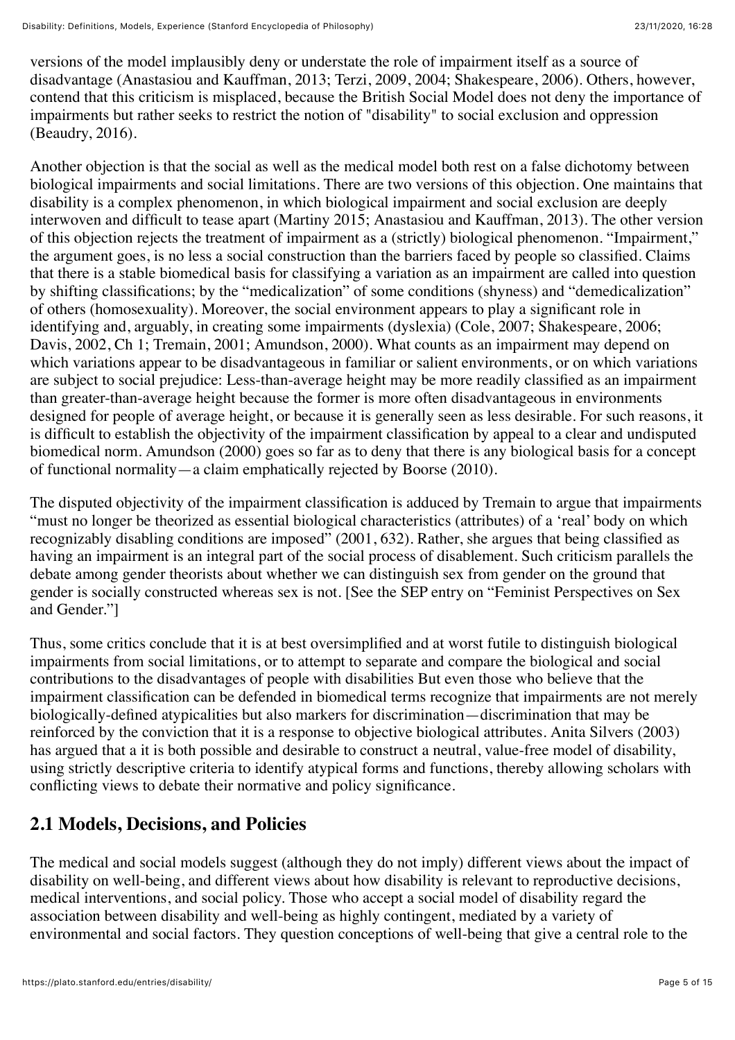versions of the model implausibly deny or understate the role of impairment itself as a source of disadvantage (Anastasiou and Kauffman, 2013; Terzi, 2009, 2004; Shakespeare, 2006). Others, however, contend that this criticism is misplaced, because the British Social Model does not deny the importance of impairments but rather seeks to restrict the notion of "disability" to social exclusion and oppression (Beaudry, 2016).

Another objection is that the social as well as the medical model both rest on a false dichotomy between biological impairments and social limitations. There are two versions of this objection. One maintains that disability is a complex phenomenon, in which biological impairment and social exclusion are deeply interwoven and difficult to tease apart (Martiny 2015; Anastasiou and Kauffman, 2013). The other version of this objection rejects the treatment of impairment as a (strictly) biological phenomenon. "Impairment," the argument goes, is no less a social construction than the barriers faced by people so classified. Claims that there is a stable biomedical basis for classifying a variation as an impairment are called into question by shifting classifications; by the "medicalization" of some conditions (shyness) and "demedicalization" of others (homosexuality). Moreover, the social environment appears to play a significant role in identifying and, arguably, in creating some impairments (dyslexia) (Cole, 2007; Shakespeare, 2006; Davis, 2002, Ch 1; Tremain, 2001; Amundson, 2000). What counts as an impairment may depend on which variations appear to be disadvantageous in familiar or salient environments, or on which variations are subject to social prejudice: Less-than-average height may be more readily classified as an impairment than greater-than-average height because the former is more often disadvantageous in environments designed for people of average height, or because it is generally seen as less desirable. For such reasons, it is difficult to establish the objectivity of the impairment classification by appeal to a clear and undisputed biomedical norm. Amundson (2000) goes so far as to deny that there is any biological basis for a concept of functional normality—a claim emphatically rejected by Boorse (2010).

The disputed objectivity of the impairment classification is adduced by Tremain to argue that impairments "must no longer be theorized as essential biological characteristics (attributes) of a 'real' body on which recognizably disabling conditions are imposed" (2001, 632). Rather, she argues that being classified as having an impairment is an integral part of the social process of disablement. Such criticism parallels the debate among gender theorists about whether we can distinguish sex from gender on the ground that gender is socially constructed whereas sex is not. [See the SEP entry on "Feminist Perspectives on Sex and Gender."]

Thus, some critics conclude that it is at best oversimplified and at worst futile to distinguish biological impairments from social limitations, or to attempt to separate and compare the biological and social contributions to the disadvantages of people with disabilities But even those who believe that the impairment classification can be defended in biomedical terms recognize that impairments are not merely biologically-defined atypicalities but also markers for discrimination—discrimination that may be reinforced by the conviction that it is a response to objective biological attributes. Anita Silvers (2003) has argued that a it is both possible and desirable to construct a neutral, value-free model of disability, using strictly descriptive criteria to identify atypical forms and functions, thereby allowing scholars with conflicting views to debate their normative and policy significance.

## 2.1 Models, Decisions, and Policies

The medical and social models suggest (although they do not imply) different views about the impact of disability on well-being, and different views about how disability is relevant to reproductive decisions, medical interventions, and social policy. Those who accept a social model of disability regard the association between disability and well-being as highly contingent, mediated by a variety of environmental and social factors. They question conceptions of well-being that give a central role to the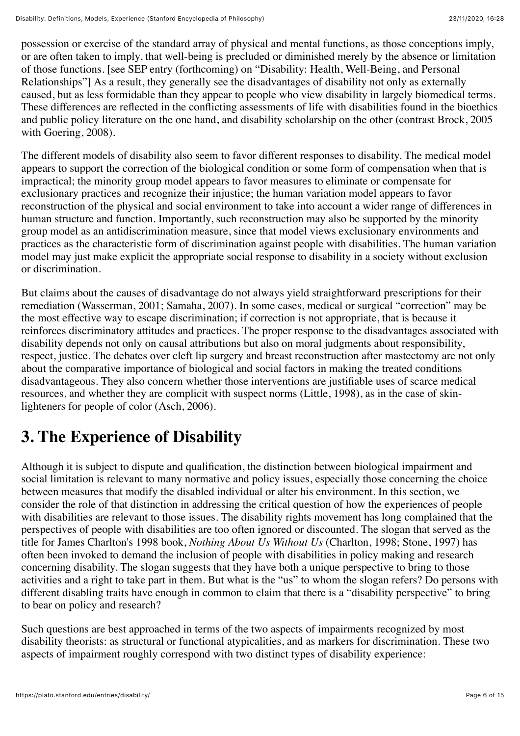possession or exercise of the standard array of physical and mental functions, as those conceptions imply, or are often taken to imply, that well-being is precluded or diminished merely by the absence or limitation of those functions. [see SEP entry (forthcoming) on "Disability: Health, Well-Being, and Personal Relationships"] As a result, they generally see the disadvantages of disability not only as externally caused, but as less formidable than they appear to people who view disability in largely biomedical terms. These differences are reflected in the conflicting assessments of life with disabilities found in the bioethics and public policy literature on the one hand, and disability scholarship on the other (contrast Brock, 2005 with Goering, 2008).

The different models of disability also seem to favor different responses to disability. The medical model appears to support the correction of the biological condition or some form of compensation when that is impractical; the minority group model appears to favor measures to eliminate or compensate for exclusionary practices and recognize their injustice; the human variation model appears to favor reconstruction of the physical and social environment to take into account a wider range of differences in human structure and function. Importantly, such reconstruction may also be supported by the minority group model as an antidiscrimination measure, since that model views exclusionary environments and practices as the characteristic form of discrimination against people with disabilities. The human variation model may just make explicit the appropriate social response to disability in a society without exclusion or discrimination.

But claims about the causes of disadvantage do not always yield straightforward prescriptions for their remediation (Wasserman, 2001; Samaha, 2007). In some cases, medical or surgical "correction" may be the most effective way to escape discrimination; if correction is not appropriate, that is because it reinforces discriminatory attitudes and practices. The proper response to the disadvantages associated with disability depends not only on causal attributions but also on moral judgments about responsibility, respect, justice. The debates over cleft lip surgery and breast reconstruction after mastectomy are not only about the comparative importance of biological and social factors in making the treated conditions disadvantageous. They also concern whether those interventions are justifiable uses of scarce medical resources, and whether they are complicit with suspect norms (Little, 1998), as in the case of skin-lighteners for people of color (Asch, 2006).

## 3. The Experience of Disability

Although it is subject to dispute and qualification, the distinction between biological impairment and social limitation is relevant to many normative and policy issues, especially those concerning the choice between measures that modify the disabled individual or alter his environment. In this section, we consider the role of that distinction in addressing the critical question of how the experiences of people with disabilities are relevant to those issues. The disability rights movement has long complained that the perspectives of people with disabilities are too often ignored or discounted. The slogan that served as the title for James Charlton's 1998 book, *Nothing About Us Without Us* (Charlton, 1998; Stone, 1997) has often been invoked to demand the inclusion of people with disabilities in policy making and research concerning disability. The slogan suggests that they have both a unique perspective to bring to those activities and a right to take part in them. But what is the "us" to whom the slogan refers? Do persons with different disabling traits have enough in common to claim that there is a "disability perspective" to bring to bear on policy and research?

Such questions are best approached in terms of the two aspects of impairments recognized by most disability theorists: as structural or functional atypicalities, and as markers for discrimination. These two aspects of impairment roughly correspond with two distinct types of disability experience: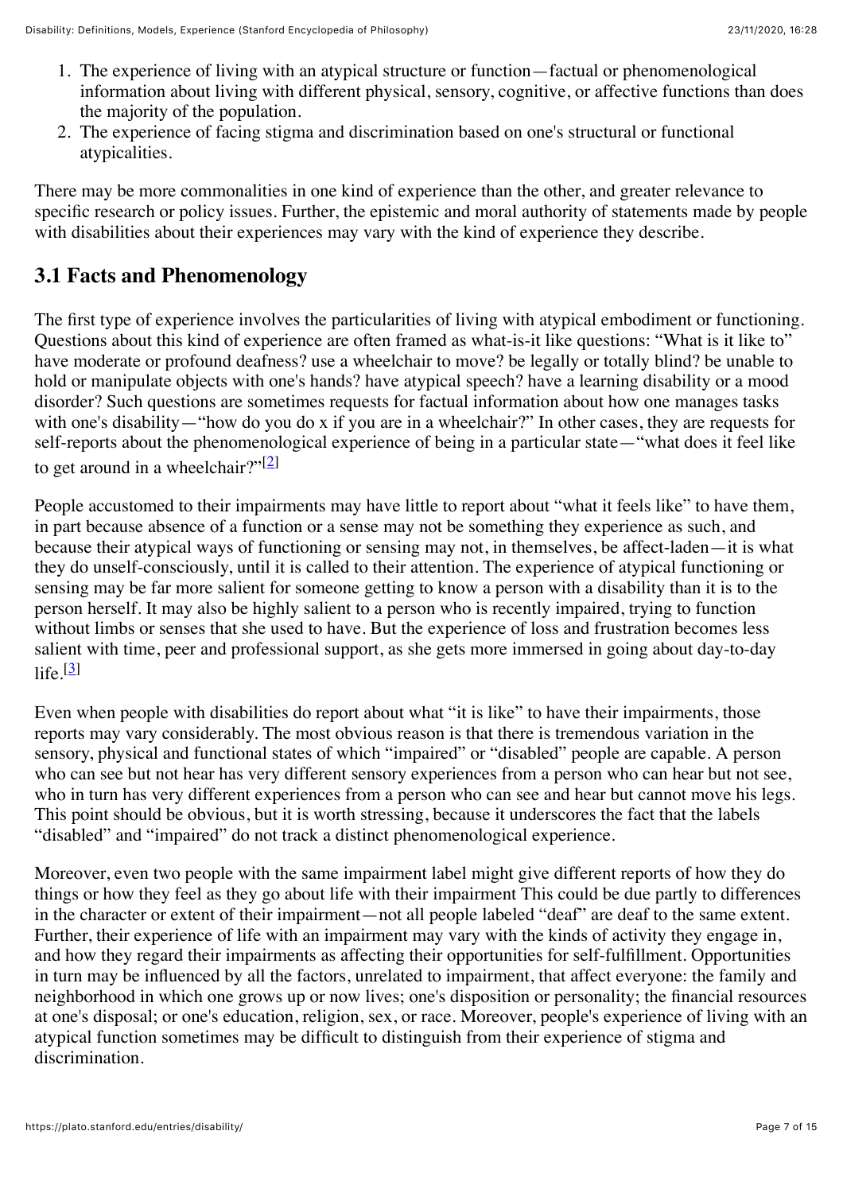1. The experience of living with an atypical structure or function—factual or phenomenological information about living with different physical, sensory, cognitive, or affective functions than does the majority of the population.
2. The experience of facing stigma and discrimination based on one's structural or functional atypicalities.

There may be more commonalities in one kind of experience than the other, and greater relevance to specific research or policy issues. Further, the epistemic and moral authority of statements made by people with disabilities about their experiences may vary with the kind of experience they describe.

## 3.1 Facts and Phenomenology

The first type of experience involves the particularities of living with atypical embodiment or functioning. Questions about this kind of experience are often framed as what-is-it like questions: "What is it like to" have moderate or profound deafness? use a wheelchair to move? be legally or totally blind? be unable to hold or manipulate objects with one's hands? have atypical speech? have a learning disability or a mood disorder? Such questions are sometimes requests for factual information about how one manages tasks with one's disability—"how do you do x if you are in a wheelchair?" In other cases, they are requests for self-reports about the phenomenological experience of being in a particular state—"what does it feel like to get around in a wheelchair?"[2]

People accustomed to their impairments may have little to report about "what it feels like" to have them, in part because absence of a function or a sense may not be something they experience as such, and because their atypical ways of functioning or sensing may not, in themselves, be affect-laden—it is what they do unself-consciously, until it is called to their attention. The experience of atypical functioning or sensing may be far more salient for someone getting to know a person with a disability than it is to the person herself. It may also be highly salient to a person who is recently impaired, trying to function without limbs or senses that she used to have. But the experience of loss and frustration becomes less salient with time, peer and professional support, as she gets more immersed in going about day-to-day life.[3]

Even when people with disabilities do report about what "it is like" to have their impairments, those reports may vary considerably. The most obvious reason is that there is tremendous variation in the sensory, physical and functional states of which "impaired" or "disabled" people are capable. A person who can see but not hear has very different sensory experiences from a person who can hear but not see, who in turn has very different experiences from a person who can see and hear but cannot move his legs. This point should be obvious, but it is worth stressing, because it underscores the fact that the labels "disabled" and "impaired" do not track a distinct phenomenological experience.

Moreover, even two people with the same impairment label might give different reports of how they do things or how they feel as they go about life with their impairment This could be due partly to differences in the character or extent of their impairment—not all people labeled "deaf" are deaf to the same extent. Further, their experience of life with an impairment may vary with the kinds of activity they engage in, and how they regard their impairments as affecting their opportunities for self-fulfillment. Opportunities in turn may be influenced by all the factors, unrelated to impairment, that affect everyone: the family and neighborhood in which one grows up or now lives; one's disposition or personality; the financial resources at one's disposal; or one's education, religion, sex, or race. Moreover, people's experience of living with an atypical function sometimes may be difficult to distinguish from their experience of stigma and discrimination.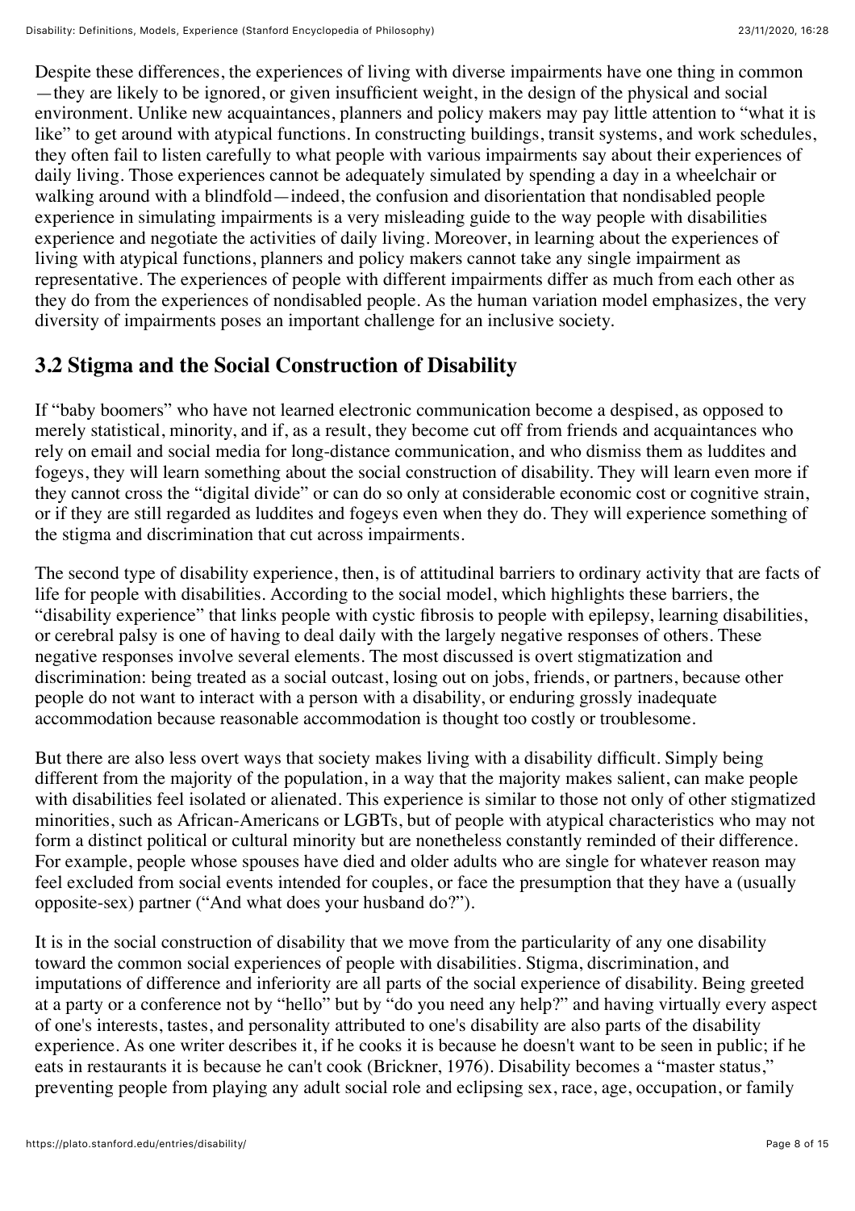Despite these differences, the experiences of living with diverse impairments have one thing in common—they are likely to be ignored, or given insufficient weight, in the design of the physical and social environment. Unlike new acquaintances, planners and policy makers may pay little attention to "what it is like" to get around with atypical functions. In constructing buildings, transit systems, and work schedules, they often fail to listen carefully to what people with various impairments say about their experiences of daily living. Those experiences cannot be adequately simulated by spending a day in a wheelchair or walking around with a blindfold—indeed, the confusion and disorientation that nondisabled people experience in simulating impairments is a very misleading guide to the way people with disabilities experience and negotiate the activities of daily living. Moreover, in learning about the experiences of living with atypical functions, planners and policy makers cannot take any single impairment as representative. The experiences of people with different impairments differ as much from each other as they do from the experiences of nondisabled people. As the human variation model emphasizes, the very diversity of impairments poses an important challenge for an inclusive society.

## 3.2 Stigma and the Social Construction of Disability

If "baby boomers" who have not learned electronic communication become a despised, as opposed to merely statistical, minority, and if, as a result, they become cut off from friends and acquaintances who rely on email and social media for long-distance communication, and who dismiss them as luddites and fogeys, they will learn something about the social construction of disability. They will learn even more if they cannot cross the "digital divide" or can do so only at considerable economic cost or cognitive strain, or if they are still regarded as luddites and fogeys even when they do. They will experience something of the stigma and discrimination that cut across impairments.

The second type of disability experience, then, is of attitudinal barriers to ordinary activity that are facts of life for people with disabilities. According to the social model, which highlights these barriers, the "disability experience" that links people with cystic fibrosis to people with epilepsy, learning disabilities, or cerebral palsy is one of having to deal daily with the largely negative responses of others. These negative responses involve several elements. The most discussed is overt stigmatization and discrimination: being treated as a social outcast, losing out on jobs, friends, or partners, because other people do not want to interact with a person with a disability, or enduring grossly inadequate accommodation because reasonable accommodation is thought too costly or troublesome.

But there are also less overt ways that society makes living with a disability difficult. Simply being different from the majority of the population, in a way that the majority makes salient, can make people with disabilities feel isolated or alienated. This experience is similar to those not only of other stigmatized minorities, such as African-Americans or LGBTs, but of people with atypical characteristics who may not form a distinct political or cultural minority but are nonetheless constantly reminded of their difference. For example, people whose spouses have died and older adults who are single for whatever reason may feel excluded from social events intended for couples, or face the presumption that they have a (usually opposite-sex) partner ("And what does your husband do?").

It is in the social construction of disability that we move from the particularity of any one disability toward the common social experiences of people with disabilities. Stigma, discrimination, and imputations of difference and inferiority are all parts of the social experience of disability. Being greeted at a party or a conference not by "hello" but by "do you need any help?" and having virtually every aspect of one's interests, tastes, and personality attributed to one's disability are also parts of the disability experience. As one writer describes it, if he cooks it is because he doesn't want to be seen in public; if he eats in restaurants it is because he can't cook (Brickner, 1976). Disability becomes a "master status," preventing people from playing any adult social role and eclipsing sex, race, age, occupation, or family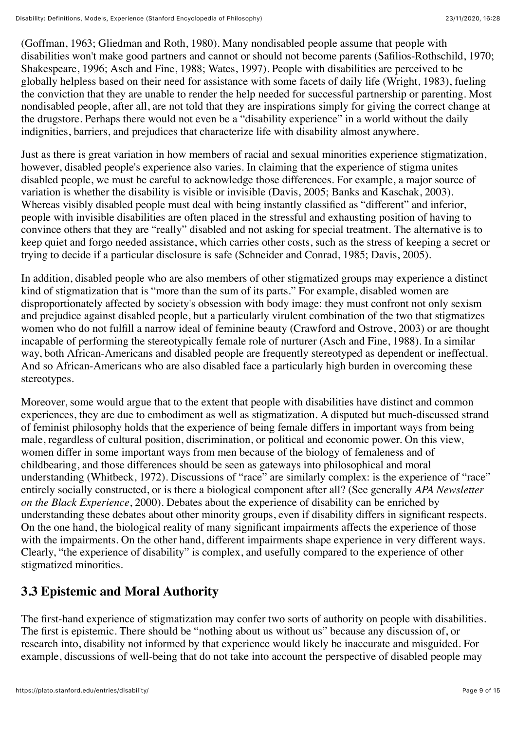(Goffman, 1963; Gliedman and Roth, 1980). Many nondisabled people assume that people with disabilities won't make good partners and cannot or should not become parents (Safilios-Rothschild, 1970; Shakespeare, 1996; Asch and Fine, 1988; Wates, 1997). People with disabilities are perceived to be globally helpless based on their need for assistance with some facets of daily life (Wright, 1983), fueling the conviction that they are unable to render the help needed for successful partnership or parenting. Most nondisabled people, after all, are not told that they are inspirations simply for giving the correct change at the drugstore. Perhaps there would not even be a "disability experience" in a world without the daily indignities, barriers, and prejudices that characterize life with disability almost anywhere.

Just as there is great variation in how members of racial and sexual minorities experience stigmatization, however, disabled people's experience also varies. In claiming that the experience of stigma unites disabled people, we must be careful to acknowledge those differences. For example, a major source of variation is whether the disability is visible or invisible (Davis, 2005; Banks and Kaschak, 2003). Whereas visibly disabled people must deal with being instantly classified as "different" and inferior, people with invisible disabilities are often placed in the stressful and exhausting position of having to convince others that they are "really" disabled and not asking for special treatment. The alternative is to keep quiet and forgo needed assistance, which carries other costs, such as the stress of keeping a secret or trying to decide if a particular disclosure is safe (Schneider and Conrad, 1985; Davis, 2005).

In addition, disabled people who are also members of other stigmatized groups may experience a distinct kind of stigmatization that is "more than the sum of its parts." For example, disabled women are disproportionately affected by society's obsession with body image: they must confront not only sexism and prejudice against disabled people, but a particularly virulent combination of the two that stigmatizes women who do not fulfill a narrow ideal of feminine beauty (Crawford and Ostrove, 2003) or are thought incapable of performing the stereotypically female role of nurturer (Asch and Fine, 1988). In a similar way, both African-Americans and disabled people are frequently stereotyped as dependent or ineffectual. And so African-Americans who are also disabled face a particularly high burden in overcoming these stereotypes.

Moreover, some would argue that to the extent that people with disabilities have distinct and common experiences, they are due to embodiment as well as stigmatization. A disputed but much-discussed strand of feminist philosophy holds that the experience of being female differs in important ways from being male, regardless of cultural position, discrimination, or political and economic power. On this view, women differ in some important ways from men because of the biology of femaleness and of childbearing, and those differences should be seen as gateways into philosophical and moral understanding (Whitbeck, 1972). Discussions of "race" are similarly complex: is the experience of "race" entirely socially constructed, or is there a biological component after all? (See generally *APA Newsletter on the Black Experience*, 2000). Debates about the experience of disability can be enriched by understanding these debates about other minority groups, even if disability differs in significant respects. On the one hand, the biological reality of many significant impairments affects the experience of those with the impairments. On the other hand, different impairments shape experience in very different ways. Clearly, "the experience of disability" is complex, and usefully compared to the experience of other stigmatized minorities.

## 3.3 Epistemic and Moral Authority

The first-hand experience of stigmatization may confer two sorts of authority on people with disabilities. The first is epistemic. There should be "nothing about us without us" because any discussion of, or research into, disability not informed by that experience would likely be inaccurate and misguided. For example, discussions of well-being that do not take into account the perspective of disabled people may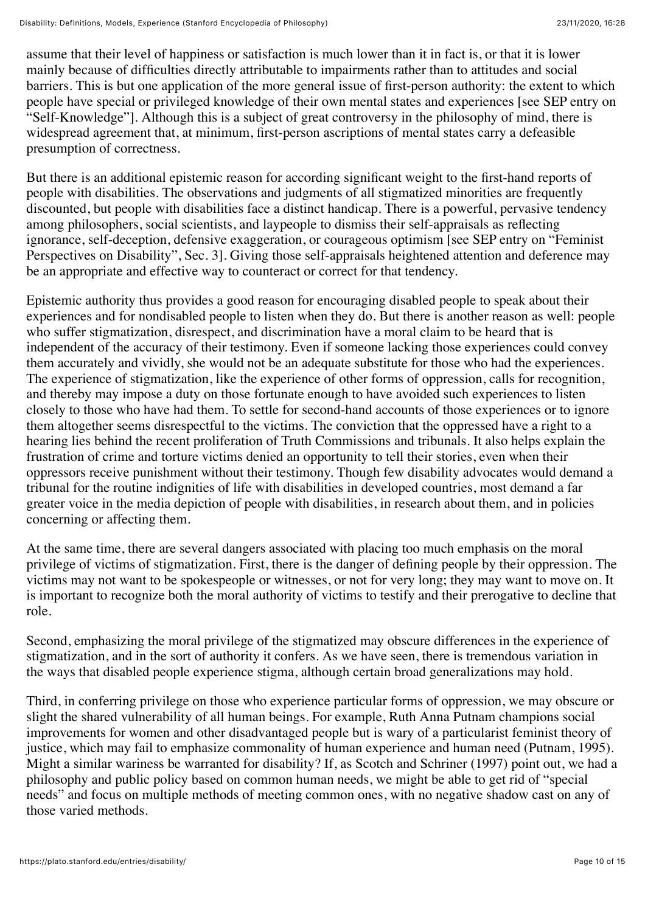assume that their level of happiness or satisfaction is much lower than it in fact is, or that it is lower mainly because of difficulties directly attributable to impairments rather than to attitudes and social barriers. This is but one application of the more general issue of first-person authority: the extent to which people have special or privileged knowledge of their own mental states and experiences [see SEP entry on "Self-Knowledge"]. Although this is a subject of great controversy in the philosophy of mind, there is widespread agreement that, at minimum, first-person ascriptions of mental states carry a defeasible presumption of correctness.

But there is an additional epistemic reason for according significant weight to the first-hand reports of people with disabilities. The observations and judgments of all stigmatized minorities are frequently discounted, but people with disabilities face a distinct handicap. There is a powerful, pervasive tendency among philosophers, social scientists, and laypeople to dismiss their self-appraisals as reflecting ignorance, self-deception, defensive exaggeration, or courageous optimism [see SEP entry on "Feminist Perspectives on Disability", Sec. 3]. Giving those self-appraisals heightened attention and deference may be an appropriate and effective way to counteract or correct for that tendency.

Epistemic authority thus provides a good reason for encouraging disabled people to speak about their experiences and for nondisabled people to listen when they do. But there is another reason as well: people who suffer stigmatization, disrespect, and discrimination have a moral claim to be heard that is independent of the accuracy of their testimony. Even if someone lacking those experiences could convey them accurately and vividly, she would not be an adequate substitute for those who had the experiences. The experience of stigmatization, like the experience of other forms of oppression, calls for recognition, and thereby may impose a duty on those fortunate enough to have avoided such experiences to listen closely to those who have had them. To settle for second-hand accounts of those experiences or to ignore them altogether seems disrespectful to the victims. The conviction that the oppressed have a right to a hearing lies behind the recent proliferation of Truth Commissions and tribunals. It also helps explain the frustration of crime and torture victims denied an opportunity to tell their stories, even when their oppressors receive punishment without their testimony. Though few disability advocates would demand a tribunal for the routine indignities of life with disabilities in developed countries, most demand a far greater voice in the media depiction of people with disabilities, in research about them, and in policies concerning or affecting them.

At the same time, there are several dangers associated with placing too much emphasis on the moral privilege of victims of stigmatization. First, there is the danger of defining people by their oppression. The victims may not want to be spokespeople or witnesses, or not for very long; they may want to move on. It is important to recognize both the moral authority of victims to testify and their prerogative to decline that role.

Second, emphasizing the moral privilege of the stigmatized may obscure differences in the experience of stigmatization, and in the sort of authority it confers. As we have seen, there is tremendous variation in the ways that disabled people experience stigma, although certain broad generalizations may hold.

Third, in conferring privilege on those who experience particular forms of oppression, we may obscure or slight the shared vulnerability of all human beings. For example, Ruth Anna Putnam champions social improvements for women and other disadvantaged people but is wary of a particularist feminist theory of justice, which may fail to emphasize commonality of human experience and human need (Putnam, 1995). Might a similar wariness be warranted for disability? If, as Scotch and Schriner (1997) point out, we had a philosophy and public policy based on common human needs, we might be able to get rid of "special needs" and focus on multiple methods of meeting common ones, with no negative shadow cast on any of those varied methods.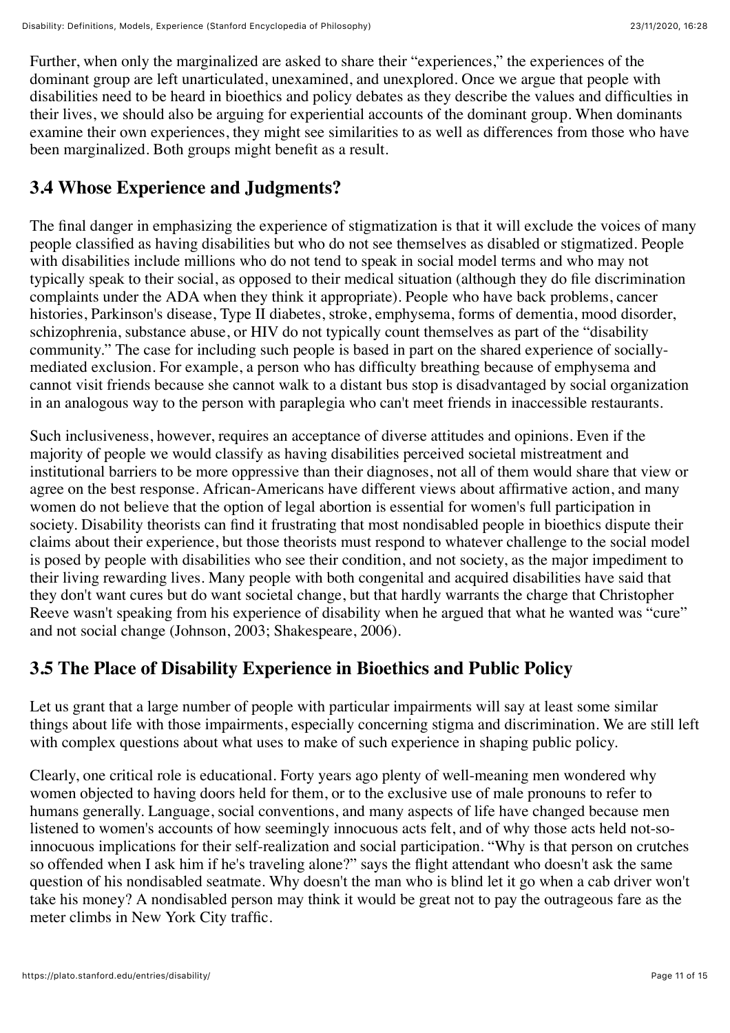Further, when only the marginalized are asked to share their "experiences," the experiences of the dominant group are left unarticulated, unexamined, and unexplored. Once we argue that people with disabilities need to be heard in bioethics and policy debates as they describe the values and difficulties in their lives, we should also be arguing for experiential accounts of the dominant group. When dominants examine their own experiences, they might see similarities to as well as differences from those who have been marginalized. Both groups might benefit as a result.

## 3.4 Whose Experience and Judgments?

The final danger in emphasizing the experience of stigmatization is that it will exclude the voices of many people classified as having disabilities but who do not see themselves as disabled or stigmatized. People with disabilities include millions who do not tend to speak in social model terms and who may not typically speak to their social, as opposed to their medical situation (although they do file discrimination complaints under the ADA when they think it appropriate). People who have back problems, cancer histories, Parkinson's disease, Type II diabetes, stroke, emphysema, forms of dementia, mood disorder, schizophrenia, substance abuse, or HIV do not typically count themselves as part of the "disability community." The case for including such people is based in part on the shared experience of socially-mediated exclusion. For example, a person who has difficulty breathing because of emphysema and cannot visit friends because she cannot walk to a distant bus stop is disadvantaged by social organization in an analogous way to the person with paraplegia who can't meet friends in inaccessible restaurants.

Such inclusiveness, however, requires an acceptance of diverse attitudes and opinions. Even if the majority of people we would classify as having disabilities perceived societal mistreatment and institutional barriers to be more oppressive than their diagnoses, not all of them would share that view or agree on the best response. African-Americans have different views about affirmative action, and many women do not believe that the option of legal abortion is essential for women's full participation in society. Disability theorists can find it frustrating that most nondisabled people in bioethics dispute their claims about their experience, but those theorists must respond to whatever challenge to the social model is posed by people with disabilities who see their condition, and not society, as the major impediment to their living rewarding lives. Many people with both congenital and acquired disabilities have said that they don't want cures but do want societal change, but that hardly warrants the charge that Christopher Reeve wasn't speaking from his experience of disability when he argued that what he wanted was "cure" and not social change (Johnson, 2003; Shakespeare, 2006).

## 3.5 The Place of Disability Experience in Bioethics and Public Policy

Let us grant that a large number of people with particular impairments will say at least some similar things about life with those impairments, especially concerning stigma and discrimination. We are still left with complex questions about what uses to make of such experience in shaping public policy.

Clearly, one critical role is educational. Forty years ago plenty of well-meaning men wondered why women objected to having doors held for them, or to the exclusive use of male pronouns to refer to humans generally. Language, social conventions, and many aspects of life have changed because men listened to women's accounts of how seemingly innocuous acts felt, and of why those acts held not-so-innocuous implications for their self-realization and social participation. "Why is that person on crutches so offended when I ask him if he's traveling alone?" says the flight attendant who doesn't ask the same question of his nondisabled seatmate. Why doesn't the man who is blind let it go when a cab driver won't take his money? A nondisabled person may think it would be great not to pay the outrageous fare as the meter climbs in New York City traffic.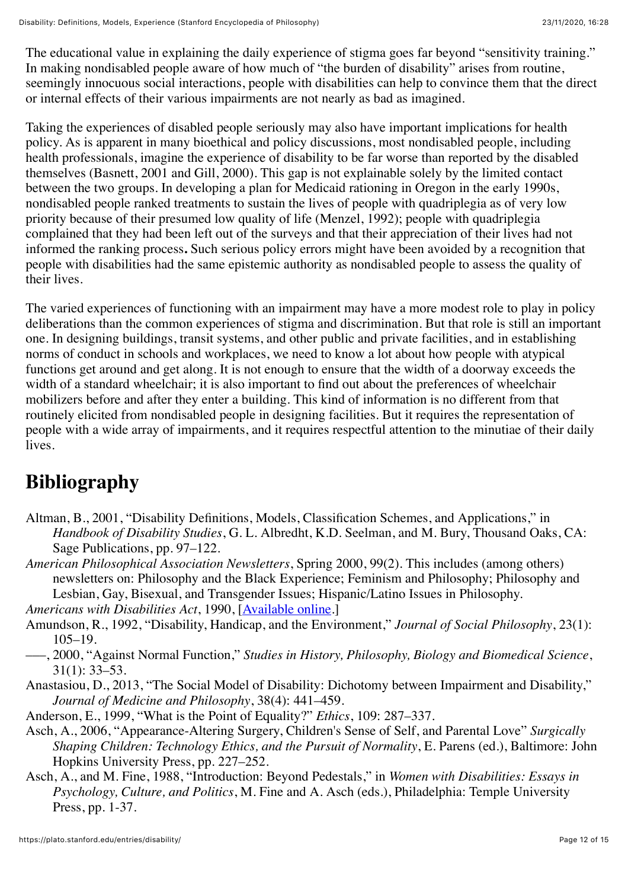The educational value in explaining the daily experience of stigma goes far beyond "sensitivity training." In making nondisabled people aware of how much of "the burden of disability" arises from routine, seemingly innocuous social interactions, people with disabilities can help to convince them that the direct or internal effects of their various impairments are not nearly as bad as imagined.

Taking the experiences of disabled people seriously may also have important implications for health policy. As is apparent in many bioethical and policy discussions, most nondisabled people, including health professionals, imagine the experience of disability to be far worse than reported by the disabled themselves (Basnett, 2001 and Gill, 2000). This gap is not explainable solely by the limited contact between the two groups. In developing a plan for Medicaid rationing in Oregon in the early 1990s, nondisabled people ranked treatments to sustain the lives of people with quadriplegia as of very low priority because of their presumed low quality of life (Menzel, 1992); people with quadriplegia complained that they had been left out of the surveys and that their appreciation of their lives had not informed the ranking process**.** Such serious policy errors might have been avoided by a recognition that people with disabilities had the same epistemic authority as nondisabled people to assess the quality of their lives.

The varied experiences of functioning with an impairment may have a more modest role to play in policy deliberations than the common experiences of stigma and discrimination. But that role is still an important one. In designing buildings, transit systems, and other public and private facilities, and in establishing norms of conduct in schools and workplaces, we need to know a lot about how people with atypical functions get around and get along. It is not enough to ensure that the width of a doorway exceeds the width of a standard wheelchair; it is also important to find out about the preferences of wheelchair mobilizers before and after they enter a building. This kind of information is no different from that routinely elicited from nondisabled people in designing facilities. But it requires the representation of people with a wide array of impairments, and it requires respectful attention to the minutiae of their daily lives.

# Bibliography

- Altman, B., 2001, "Disability Definitions, Models, Classification Schemes, and Applications," in *Handbook of Disability Studies*, G. L. Albredht, K.D. Seelman, and M. Bury, Thousand Oaks, CA: Sage Publications, pp. 97–122.
- *American Philosophical Association Newsletters*, Spring 2000, 99(2). This includes (among others) newsletters on: Philosophy and the Black Experience; Feminism and Philosophy; Philosophy and Lesbian, Gay, Bisexual, and Transgender Issues; Hispanic/Latino Issues in Philosophy.
- *Americans with Disabilities Act*, 1990, [Available online.]
- Amundson, R., 1992, "Disability, Handicap, and the Environment," *Journal of Social Philosophy*, 23(1): 105–19.
- –––, 2000, "Against Normal Function," *Studies in History, Philosophy, Biology and Biomedical Science*, 31(1): 33–53.
- Anastasiou, D., 2013, "The Social Model of Disability: Dichotomy between Impairment and Disability," *Journal of Medicine and Philosophy*, 38(4): 441–459.
- Anderson, E., 1999, "What is the Point of Equality?" *Ethics*, 109: 287–337.
- Asch, A., 2006, "Appearance-Altering Surgery, Children's Sense of Self, and Parental Love" *Surgically Shaping Children: Technology Ethics, and the Pursuit of Normality*, E. Parens (ed.), Baltimore: John Hopkins University Press, pp. 227–252.
- Asch, A., and M. Fine, 1988, "Introduction: Beyond Pedestals," in *Women with Disabilities: Essays in Psychology, Culture, and Politics*, M. Fine and A. Asch (eds.), Philadelphia: Temple University Press, pp. 1-37.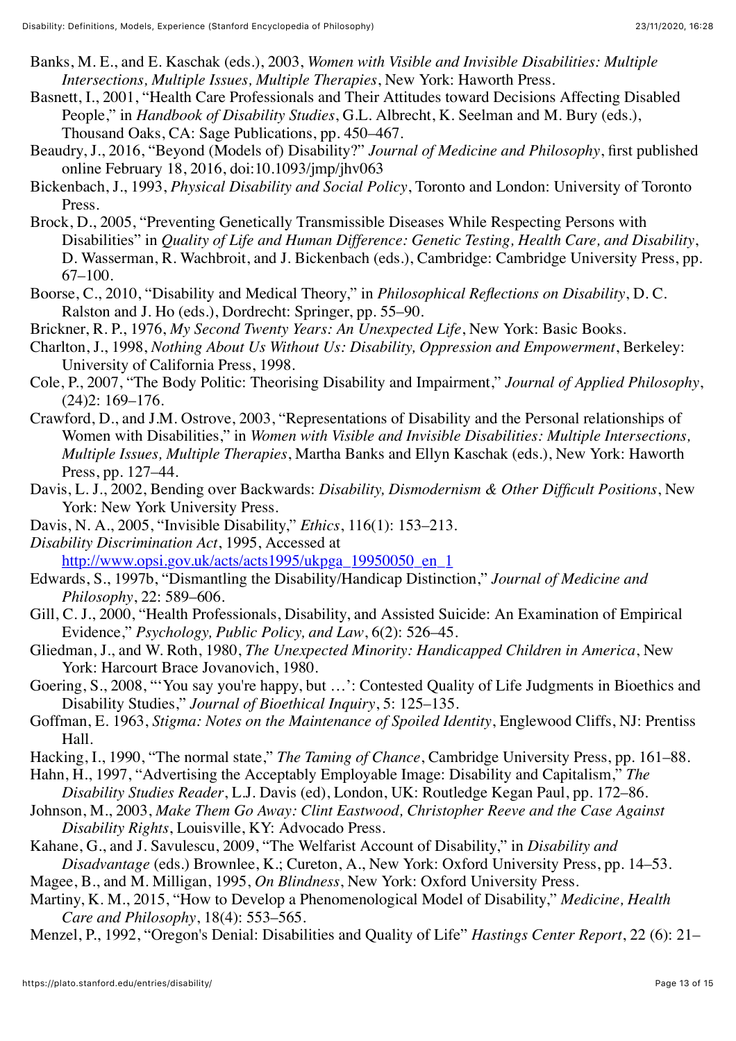- Banks, M. E., and E. Kaschak (eds.), 2003, *Women with Visible and Invisible Disabilities: Multiple Intersections, Multiple Issues, Multiple Therapies*, New York: Haworth Press.
- Basnett, I., 2001, "Health Care Professionals and Their Attitudes toward Decisions Affecting Disabled People," in *Handbook of Disability Studies*, G.L. Albrecht, K. Seelman and M. Bury (eds.), Thousand Oaks, CA: Sage Publications, pp. 450–467.
- Beaudry, J., 2016, "Beyond (Models of) Disability?" *Journal of Medicine and Philosophy*, first published online February 18, 2016, doi:10.1093/jmp/jhv063
- Bickenbach, J., 1993, *Physical Disability and Social Policy*, Toronto and London: University of Toronto Press.
- Brock, D., 2005, "Preventing Genetically Transmissible Diseases While Respecting Persons with Disabilities" in *Quality of Life and Human Difference: Genetic Testing, Health Care, and Disability*, D. Wasserman, R. Wachbroit, and J. Bickenbach (eds.), Cambridge: Cambridge University Press, pp. 67–100.
- Boorse, C., 2010, "Disability and Medical Theory," in *Philosophical Reflections on Disability*, D. C. Ralston and J. Ho (eds.), Dordrecht: Springer, pp. 55–90.
- Brickner, R. P., 1976, *My Second Twenty Years: An Unexpected Life*, New York: Basic Books.
- Charlton, J., 1998, *Nothing About Us Without Us: Disability, Oppression and Empowerment*, Berkeley: University of California Press, 1998.
- Cole, P., 2007, "The Body Politic: Theorising Disability and Impairment," *Journal of Applied Philosophy*, (24)2: 169–176.
- Crawford, D., and J.M. Ostrove, 2003, "Representations of Disability and the Personal relationships of Women with Disabilities," in *Women with Visible and Invisible Disabilities: Multiple Intersections, Multiple Issues, Multiple Therapies*, Martha Banks and Ellyn Kaschak (eds.), New York: Haworth Press, pp. 127–44.
- Davis, L. J., 2002, Bending over Backwards: *Disability, Dismodernism & Other Difficult Positions*, New York: New York University Press.
- Davis, N. A., 2005, "Invisible Disability," *Ethics*, 116(1): 153–213.
- *Disability Discrimination Act*, 1995, Accessed at [http://www.opsi.gov.uk/acts/acts1995/ukpga_19950050_en_1](http://www.opsi.gov.uk/acts/acts1995/ukpga_19950050_en_1)
- Edwards, S., 1997b, "Dismantling the Disability/Handicap Distinction," *Journal of Medicine and Philosophy*, 22: 589–606.
- Gill, C. J., 2000, "Health Professionals, Disability, and Assisted Suicide: An Examination of Empirical Evidence," *Psychology, Public Policy, and Law*, 6(2): 526–45.
- Gliedman, J., and W. Roth, 1980, *The Unexpected Minority: Handicapped Children in America*, New York: Harcourt Brace Jovanovich, 1980.
- Goering, S., 2008, "'You say you're happy, but …': Contested Quality of Life Judgments in Bioethics and Disability Studies," *Journal of Bioethical Inquiry*, 5: 125–135.
- Goffman, E. 1963, *Stigma: Notes on the Maintenance of Spoiled Identity*, Englewood Cliffs, NJ: Prentiss Hall.
- Hacking, I., 1990, "The normal state," *The Taming of Chance*, Cambridge University Press, pp. 161–88.
- Hahn, H., 1997, "Advertising the Acceptably Employable Image: Disability and Capitalism," *The Disability Studies Reader*, L.J. Davis (ed), London, UK: Routledge Kegan Paul, pp. 172–86.
- Johnson, M., 2003, *Make Them Go Away: Clint Eastwood, Christopher Reeve and the Case Against Disability Rights*, Louisville, KY: Advocado Press.
- Kahane, G., and J. Savulescu, 2009, "The Welfarist Account of Disability," in *Disability and Disadvantage* (eds.) Brownlee, K.; Cureton, A., New York: Oxford University Press, pp. 14–53.
- Magee, B., and M. Milligan, 1995, *On Blindness*, New York: Oxford University Press.
- Martiny, K. M., 2015, "How to Develop a Phenomenological Model of Disability," *Medicine, Health Care and Philosophy*, 18(4): 553–565.
- Menzel, P., 1992, "Oregon's Denial: Disabilities and Quality of Life" *Hastings Center Report*, 22 (6): 21–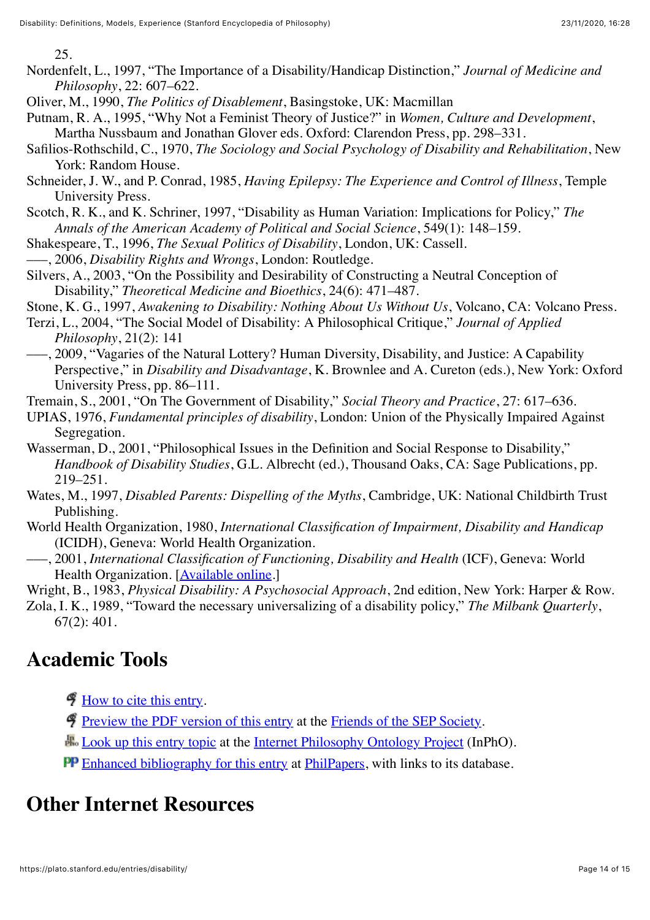25.

Nordenfelt, L., 1997, "The Importance of a Disability/Handicap Distinction," *Journal of Medicine and Philosophy*, 22: 607–622.

Oliver, M., 1990, *The Politics of Disablement*, Basingstoke, UK: Macmillan

Putnam, R. A., 1995, "Why Not a Feminist Theory of Justice?" in *Women, Culture and Development*, Martha Nussbaum and Jonathan Glover eds. Oxford: Clarendon Press, pp. 298–331.

Safilios-Rothschild, C., 1970, *The Sociology and Social Psychology of Disability and Rehabilitation*, New York: Random House.

Schneider, J. W., and P. Conrad, 1985, *Having Epilepsy: The Experience and Control of Illness*, Temple University Press.

Scotch, R. K., and K. Schriner, 1997, "Disability as Human Variation: Implications for Policy," *The Annals of the American Academy of Political and Social Science*, 549(1): 148–159.

Shakespeare, T., 1996, *The Sexual Politics of Disability*, London, UK: Cassell.

–––, 2006, *Disability Rights and Wrongs*, London: Routledge.

Silvers, A., 2003, "On the Possibility and Desirability of Constructing a Neutral Conception of Disability," *Theoretical Medicine and Bioethics*, 24(6): 471–487.

Stone, K. G., 1997, *Awakening to Disability: Nothing About Us Without Us*, Volcano, CA: Volcano Press.

Terzi, L., 2004, "The Social Model of Disability: A Philosophical Critique," *Journal of Applied Philosophy*, 21(2): 141

–––, 2009, "Vagaries of the Natural Lottery? Human Diversity, Disability, and Justice: A Capability Perspective," in *Disability and Disadvantage*, K. Brownlee and A. Cureton (eds.), New York: Oxford University Press, pp. 86–111.

Tremain, S., 2001, "On The Government of Disability," *Social Theory and Practice*, 27: 617–636.

UPIAS, 1976, *Fundamental principles of disability*, London: Union of the Physically Impaired Against Segregation.

Wasserman, D., 2001, "Philosophical Issues in the Definition and Social Response to Disability," *Handbook of Disability Studies*, G.L. Albrecht (ed.), Thousand Oaks, CA: Sage Publications, pp. 219–251.

Wates, M., 1997, *Disabled Parents: Dispelling of the Myths*, Cambridge, UK: National Childbirth Trust Publishing.

World Health Organization, 1980, *International Classification of Impairment, Disability and Handicap* (ICIDH), Geneva: World Health Organization.

–––, 2001, *International Classification of Functioning, Disability and Health* (ICF), Geneva: World Health Organization. [Available online.]

Wright, B., 1983, *Physical Disability: A Psychosocial Approach*, 2nd edition, New York: Harper & Row.

Zola, I. K., 1989, "Toward the necessary universalizing of a disability policy," *The Milbank Quarterly*, 67(2): 401.

## Academic Tools

- How to cite this entry.
- Preview the PDF version of this entry at the Friends of the SEP Society.
- Look up this entry topic at the Internet Philosophy Ontology Project (InPhO).
- Enhanced bibliography for this entry at PhilPapers, with links to its database.

## Other Internet Resources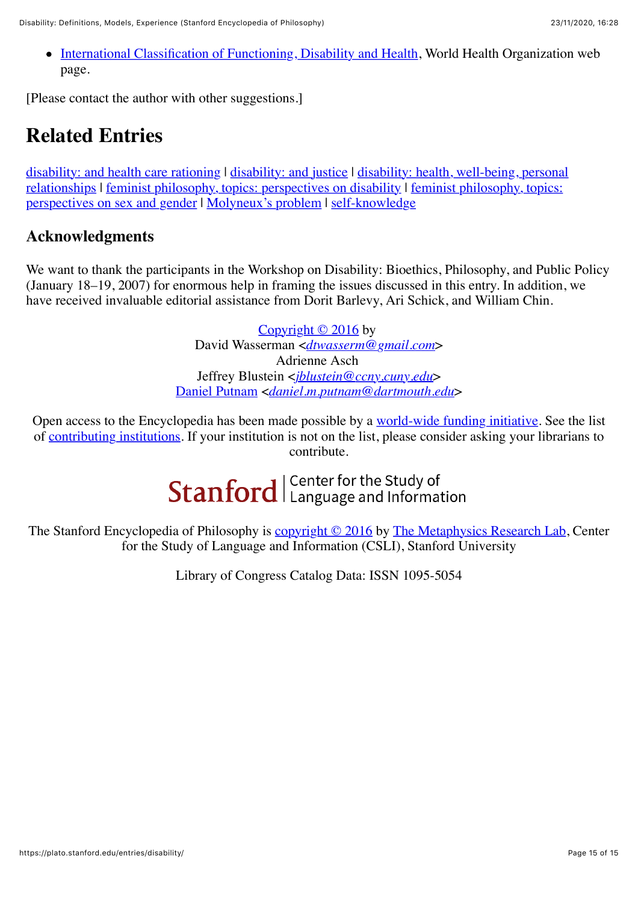- International Classification of Functioning, Disability and Health, World Health Organization web page.

[Please contact the author with other suggestions.]

# Related Entries

disability: and health care rationing | disability: and justice | disability: health, well-being, personal relationships | feminist philosophy, topics: perspectives on disability | feminist philosophy, topics: perspectives on sex and gender | Molyneux's problem | self-knowledge

## Acknowledgments

We want to thank the participants in the Workshop on Disability: Bioethics, Philosophy, and Public Policy (January 18–19, 2007) for enormous help in framing the issues discussed in this entry. In addition, we have received invaluable editorial assistance from Dorit Barlevy, Ari Schick, and William Chin.

Copyright © 2016 by
David Wasserman <*dtwasserm@gmail.com*>
Adrienne Asch
Jeffrey Blustein <*jblustein@ccny.cuny.edu*>
Daniel Putnam <*daniel.m.putnam@dartmouth.edu*>

Open access to the Encyclopedia has been made possible by a world-wide funding initiative. See the list of contributing institutions. If your institution is not on the list, please consider asking your librarians to contribute.

Stanford | Center for the Study of Language and Information

The Stanford Encyclopedia of Philosophy is copyright © 2016 by The Metaphysics Research Lab, Center for the Study of Language and Information (CSLI), Stanford University

Library of Congress Catalog Data: ISSN 1095-5054